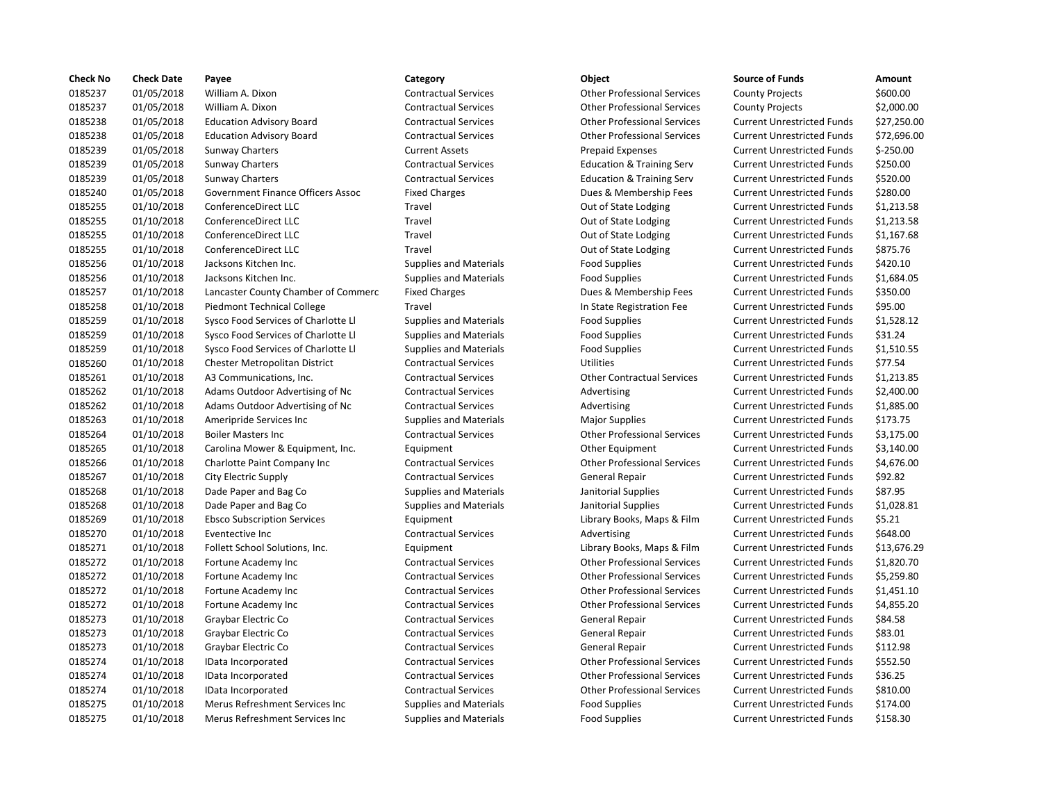| Check No | Check Date | Payee | Category | Object | Source of Funds | Amount |
|---|---|---|---|---|---|---|
| 0185237 | 01/05/2018 | William A. Dixon | Contractual Services | Other Professional Services | County Projects | $600.00 |
| 0185237 | 01/05/2018 | William A. Dixon | Contractual Services | Other Professional Services | County Projects | $2,000.00 |
| 0185238 | 01/05/2018 | Education Advisory Board | Contractual Services | Other Professional Services | Current Unrestricted Funds | $27,250.00 |
| 0185238 | 01/05/2018 | Education Advisory Board | Contractual Services | Other Professional Services | Current Unrestricted Funds | $72,696.00 |
| 0185239 | 01/05/2018 | Sunway Charters | Current Assets | Prepaid Expenses | Current Unrestricted Funds | $-250.00 |
| 0185239 | 01/05/2018 | Sunway Charters | Contractual Services | Education & Training Serv | Current Unrestricted Funds | $250.00 |
| 0185239 | 01/05/2018 | Sunway Charters | Contractual Services | Education & Training Serv | Current Unrestricted Funds | $520.00 |
| 0185240 | 01/05/2018 | Government Finance Officers Assoc | Fixed Charges | Dues & Membership Fees | Current Unrestricted Funds | $280.00 |
| 0185255 | 01/10/2018 | ConferenceDirect LLC | Travel | Out of State Lodging | Current Unrestricted Funds | $1,213.58 |
| 0185255 | 01/10/2018 | ConferenceDirect LLC | Travel | Out of State Lodging | Current Unrestricted Funds | $1,213.58 |
| 0185255 | 01/10/2018 | ConferenceDirect LLC | Travel | Out of State Lodging | Current Unrestricted Funds | $1,167.68 |
| 0185255 | 01/10/2018 | ConferenceDirect LLC | Travel | Out of State Lodging | Current Unrestricted Funds | $875.76 |
| 0185256 | 01/10/2018 | Jacksons Kitchen Inc. | Supplies and Materials | Food Supplies | Current Unrestricted Funds | $420.10 |
| 0185256 | 01/10/2018 | Jacksons Kitchen Inc. | Supplies and Materials | Food Supplies | Current Unrestricted Funds | $1,684.05 |
| 0185257 | 01/10/2018 | Lancaster County Chamber of Commerc | Fixed Charges | Dues & Membership Fees | Current Unrestricted Funds | $350.00 |
| 0185258 | 01/10/2018 | Piedmont Technical College | Travel | In State Registration Fee | Current Unrestricted Funds | $95.00 |
| 0185259 | 01/10/2018 | Sysco Food Services of Charlotte Ll | Supplies and Materials | Food Supplies | Current Unrestricted Funds | $1,528.12 |
| 0185259 | 01/10/2018 | Sysco Food Services of Charlotte Ll | Supplies and Materials | Food Supplies | Current Unrestricted Funds | $31.24 |
| 0185259 | 01/10/2018 | Sysco Food Services of Charlotte Ll | Supplies and Materials | Food Supplies | Current Unrestricted Funds | $1,510.55 |
| 0185260 | 01/10/2018 | Chester Metropolitan District | Contractual Services | Utilities | Current Unrestricted Funds | $77.54 |
| 0185261 | 01/10/2018 | A3 Communications, Inc. | Contractual Services | Other Contractual Services | Current Unrestricted Funds | $1,213.85 |
| 0185262 | 01/10/2018 | Adams Outdoor Advertising of Nc | Contractual Services | Advertising | Current Unrestricted Funds | $2,400.00 |
| 0185262 | 01/10/2018 | Adams Outdoor Advertising of Nc | Contractual Services | Advertising | Current Unrestricted Funds | $1,885.00 |
| 0185263 | 01/10/2018 | Ameripride Services Inc | Supplies and Materials | Major Supplies | Current Unrestricted Funds | $173.75 |
| 0185264 | 01/10/2018 | Boiler Masters Inc | Contractual Services | Other Professional Services | Current Unrestricted Funds | $3,175.00 |
| 0185265 | 01/10/2018 | Carolina Mower & Equipment, Inc. | Equipment | Other Equipment | Current Unrestricted Funds | $3,140.00 |
| 0185266 | 01/10/2018 | Charlotte Paint Company Inc | Contractual Services | Other Professional Services | Current Unrestricted Funds | $4,676.00 |
| 0185267 | 01/10/2018 | City Electric Supply | Contractual Services | General Repair | Current Unrestricted Funds | $92.82 |
| 0185268 | 01/10/2018 | Dade Paper and Bag Co | Supplies and Materials | Janitorial Supplies | Current Unrestricted Funds | $87.95 |
| 0185268 | 01/10/2018 | Dade Paper and Bag Co | Supplies and Materials | Janitorial Supplies | Current Unrestricted Funds | $1,028.81 |
| 0185269 | 01/10/2018 | Ebsco Subscription Services | Equipment | Library Books, Maps & Film | Current Unrestricted Funds | $5.21 |
| 0185270 | 01/10/2018 | Eventective Inc | Contractual Services | Advertising | Current Unrestricted Funds | $648.00 |
| 0185271 | 01/10/2018 | Follett School Solutions, Inc. | Equipment | Library Books, Maps & Film | Current Unrestricted Funds | $13,676.29 |
| 0185272 | 01/10/2018 | Fortune Academy Inc | Contractual Services | Other Professional Services | Current Unrestricted Funds | $1,820.70 |
| 0185272 | 01/10/2018 | Fortune Academy Inc | Contractual Services | Other Professional Services | Current Unrestricted Funds | $5,259.80 |
| 0185272 | 01/10/2018 | Fortune Academy Inc | Contractual Services | Other Professional Services | Current Unrestricted Funds | $1,451.10 |
| 0185272 | 01/10/2018 | Fortune Academy Inc | Contractual Services | Other Professional Services | Current Unrestricted Funds | $4,855.20 |
| 0185273 | 01/10/2018 | Graybar Electric Co | Contractual Services | General Repair | Current Unrestricted Funds | $84.58 |
| 0185273 | 01/10/2018 | Graybar Electric Co | Contractual Services | General Repair | Current Unrestricted Funds | $83.01 |
| 0185273 | 01/10/2018 | Graybar Electric Co | Contractual Services | General Repair | Current Unrestricted Funds | $112.98 |
| 0185274 | 01/10/2018 | IData Incorporated | Contractual Services | Other Professional Services | Current Unrestricted Funds | $552.50 |
| 0185274 | 01/10/2018 | IData Incorporated | Contractual Services | Other Professional Services | Current Unrestricted Funds | $36.25 |
| 0185274 | 01/10/2018 | IData Incorporated | Contractual Services | Other Professional Services | Current Unrestricted Funds | $810.00 |
| 0185275 | 01/10/2018 | Merus Refreshment Services Inc | Supplies and Materials | Food Supplies | Current Unrestricted Funds | $174.00 |
| 0185275 | 01/10/2018 | Merus Refreshment Services Inc | Supplies and Materials | Food Supplies | Current Unrestricted Funds | $158.30 |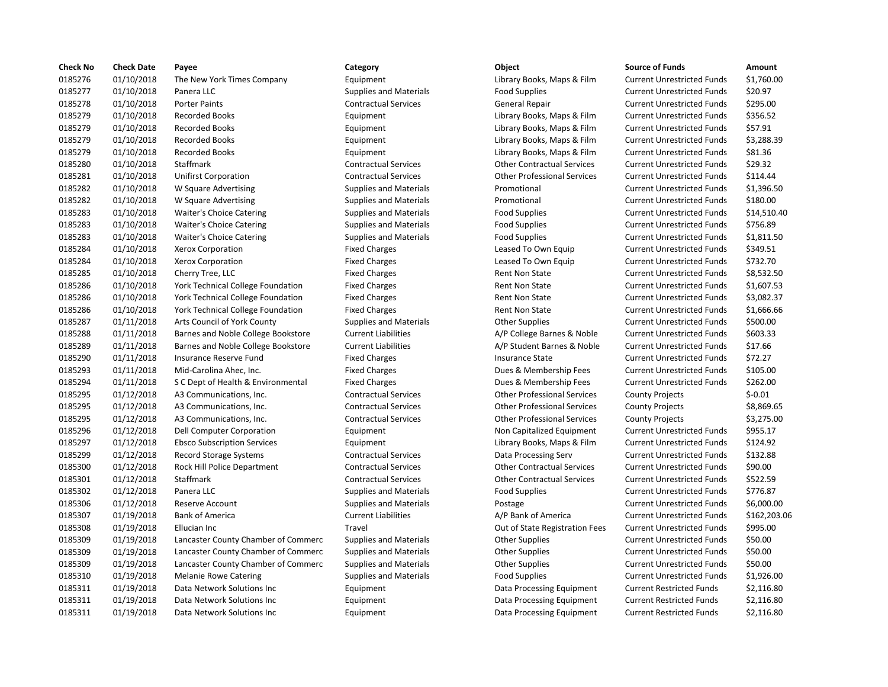| Check No | Check Date | Payee | Category | Object | Source of Funds | Amount |
| --- | --- | --- | --- | --- | --- | --- |
| 0185276 | 01/10/2018 | The New York Times Company | Equipment | Library Books, Maps & Film | Current Unrestricted Funds | $1,760.00 |
| 0185277 | 01/10/2018 | Panera LLC | Supplies and Materials | Food Supplies | Current Unrestricted Funds | $20.97 |
| 0185278 | 01/10/2018 | Porter Paints | Contractual Services | General Repair | Current Unrestricted Funds | $295.00 |
| 0185279 | 01/10/2018 | Recorded Books | Equipment | Library Books, Maps & Film | Current Unrestricted Funds | $356.52 |
| 0185279 | 01/10/2018 | Recorded Books | Equipment | Library Books, Maps & Film | Current Unrestricted Funds | $57.91 |
| 0185279 | 01/10/2018 | Recorded Books | Equipment | Library Books, Maps & Film | Current Unrestricted Funds | $3,288.39 |
| 0185279 | 01/10/2018 | Recorded Books | Equipment | Library Books, Maps & Film | Current Unrestricted Funds | $81.36 |
| 0185280 | 01/10/2018 | Staffmark | Contractual Services | Other Contractual Services | Current Unrestricted Funds | $29.32 |
| 0185281 | 01/10/2018 | Unifirst Corporation | Contractual Services | Other Professional Services | Current Unrestricted Funds | $114.44 |
| 0185282 | 01/10/2018 | W Square Advertising | Supplies and Materials | Promotional | Current Unrestricted Funds | $1,396.50 |
| 0185282 | 01/10/2018 | W Square Advertising | Supplies and Materials | Promotional | Current Unrestricted Funds | $180.00 |
| 0185283 | 01/10/2018 | Waiter's Choice Catering | Supplies and Materials | Food Supplies | Current Unrestricted Funds | $14,510.40 |
| 0185283 | 01/10/2018 | Waiter's Choice Catering | Supplies and Materials | Food Supplies | Current Unrestricted Funds | $756.89 |
| 0185283 | 01/10/2018 | Waiter's Choice Catering | Supplies and Materials | Food Supplies | Current Unrestricted Funds | $1,811.50 |
| 0185284 | 01/10/2018 | Xerox Corporation | Fixed Charges | Leased To Own Equip | Current Unrestricted Funds | $349.51 |
| 0185284 | 01/10/2018 | Xerox Corporation | Fixed Charges | Leased To Own Equip | Current Unrestricted Funds | $732.70 |
| 0185285 | 01/10/2018 | Cherry Tree, LLC | Fixed Charges | Rent Non State | Current Unrestricted Funds | $8,532.50 |
| 0185286 | 01/10/2018 | York Technical College Foundation | Fixed Charges | Rent Non State | Current Unrestricted Funds | $1,607.53 |
| 0185286 | 01/10/2018 | York Technical College Foundation | Fixed Charges | Rent Non State | Current Unrestricted Funds | $3,082.37 |
| 0185286 | 01/10/2018 | York Technical College Foundation | Fixed Charges | Rent Non State | Current Unrestricted Funds | $1,666.66 |
| 0185287 | 01/11/2018 | Arts Council of York County | Supplies and Materials | Other Supplies | Current Unrestricted Funds | $500.00 |
| 0185288 | 01/11/2018 | Barnes and Noble College Bookstore | Current Liabilities | A/P College Barnes & Noble | Current Unrestricted Funds | $603.33 |
| 0185289 | 01/11/2018 | Barnes and Noble College Bookstore | Current Liabilities | A/P Student Barnes & Noble | Current Unrestricted Funds | $17.66 |
| 0185290 | 01/11/2018 | Insurance Reserve Fund | Fixed Charges | Insurance State | Current Unrestricted Funds | $72.27 |
| 0185293 | 01/11/2018 | Mid-Carolina Ahec, Inc. | Fixed Charges | Dues & Membership Fees | Current Unrestricted Funds | $105.00 |
| 0185294 | 01/11/2018 | S C Dept of Health & Environmental | Fixed Charges | Dues & Membership Fees | Current Unrestricted Funds | $262.00 |
| 0185295 | 01/12/2018 | A3 Communications, Inc. | Contractual Services | Other Professional Services | County Projects | $-0.01 |
| 0185295 | 01/12/2018 | A3 Communications, Inc. | Contractual Services | Other Professional Services | County Projects | $8,869.65 |
| 0185295 | 01/12/2018 | A3 Communications, Inc. | Contractual Services | Other Professional Services | County Projects | $3,275.00 |
| 0185296 | 01/12/2018 | Dell Computer Corporation | Equipment | Non Capitalized Equipment | Current Unrestricted Funds | $955.17 |
| 0185297 | 01/12/2018 | Ebsco Subscription Services | Equipment | Library Books, Maps & Film | Current Unrestricted Funds | $124.92 |
| 0185299 | 01/12/2018 | Record Storage Systems | Contractual Services | Data Processing Serv | Current Unrestricted Funds | $132.88 |
| 0185300 | 01/12/2018 | Rock Hill Police Department | Contractual Services | Other Contractual Services | Current Unrestricted Funds | $90.00 |
| 0185301 | 01/12/2018 | Staffmark | Contractual Services | Other Contractual Services | Current Unrestricted Funds | $522.59 |
| 0185302 | 01/12/2018 | Panera LLC | Supplies and Materials | Food Supplies | Current Unrestricted Funds | $776.87 |
| 0185306 | 01/12/2018 | Reserve Account | Supplies and Materials | Postage | Current Unrestricted Funds | $6,000.00 |
| 0185307 | 01/19/2018 | Bank of America | Current Liabilities | A/P Bank of America | Current Unrestricted Funds | $162,203.06 |
| 0185308 | 01/19/2018 | Ellucian Inc | Travel | Out of State Registration Fees | Current Unrestricted Funds | $995.00 |
| 0185309 | 01/19/2018 | Lancaster County Chamber of Commerc | Supplies and Materials | Other Supplies | Current Unrestricted Funds | $50.00 |
| 0185309 | 01/19/2018 | Lancaster County Chamber of Commerc | Supplies and Materials | Other Supplies | Current Unrestricted Funds | $50.00 |
| 0185309 | 01/19/2018 | Lancaster County Chamber of Commerc | Supplies and Materials | Other Supplies | Current Unrestricted Funds | $50.00 |
| 0185310 | 01/19/2018 | Melanie Rowe Catering | Supplies and Materials | Food Supplies | Current Unrestricted Funds | $1,926.00 |
| 0185311 | 01/19/2018 | Data Network Solutions Inc | Equipment | Data Processing Equipment | Current Restricted Funds | $2,116.80 |
| 0185311 | 01/19/2018 | Data Network Solutions Inc | Equipment | Data Processing Equipment | Current Restricted Funds | $2,116.80 |
| 0185311 | 01/19/2018 | Data Network Solutions Inc | Equipment | Data Processing Equipment | Current Restricted Funds | $2,116.80 |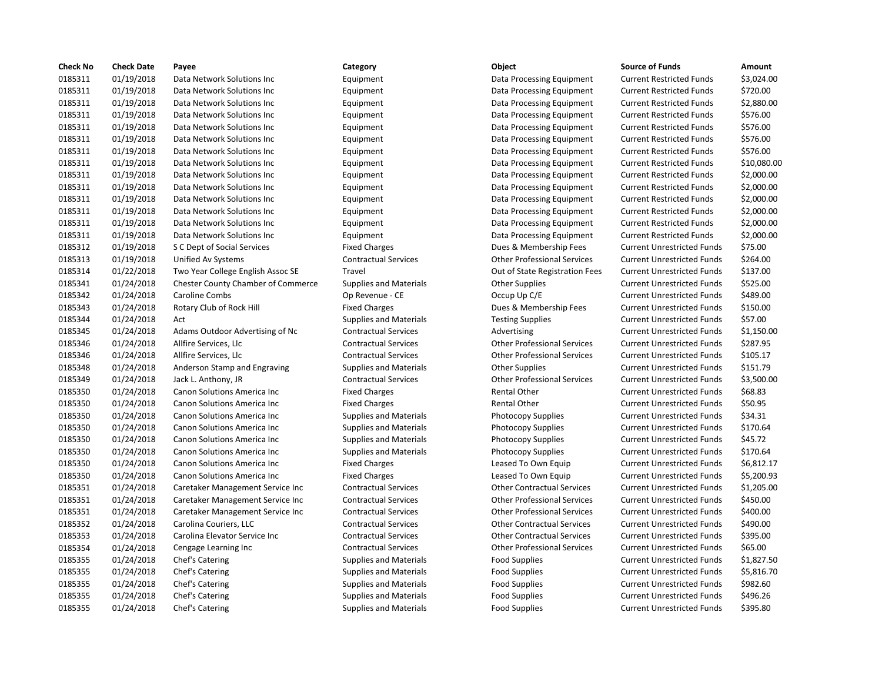| Check No | Check Date | Payee | Category | Object | Source of Funds | Amount |
|---|---|---|---|---|---|---|
| 0185311 | 01/19/2018 | Data Network Solutions Inc | Equipment | Data Processing Equipment | Current Restricted Funds | $3,024.00 |
| 0185311 | 01/19/2018 | Data Network Solutions Inc | Equipment | Data Processing Equipment | Current Restricted Funds | $720.00 |
| 0185311 | 01/19/2018 | Data Network Solutions Inc | Equipment | Data Processing Equipment | Current Restricted Funds | $2,880.00 |
| 0185311 | 01/19/2018 | Data Network Solutions Inc | Equipment | Data Processing Equipment | Current Restricted Funds | $576.00 |
| 0185311 | 01/19/2018 | Data Network Solutions Inc | Equipment | Data Processing Equipment | Current Restricted Funds | $576.00 |
| 0185311 | 01/19/2018 | Data Network Solutions Inc | Equipment | Data Processing Equipment | Current Restricted Funds | $576.00 |
| 0185311 | 01/19/2018 | Data Network Solutions Inc | Equipment | Data Processing Equipment | Current Restricted Funds | $576.00 |
| 0185311 | 01/19/2018 | Data Network Solutions Inc | Equipment | Data Processing Equipment | Current Restricted Funds | $10,080.00 |
| 0185311 | 01/19/2018 | Data Network Solutions Inc | Equipment | Data Processing Equipment | Current Restricted Funds | $2,000.00 |
| 0185311 | 01/19/2018 | Data Network Solutions Inc | Equipment | Data Processing Equipment | Current Restricted Funds | $2,000.00 |
| 0185311 | 01/19/2018 | Data Network Solutions Inc | Equipment | Data Processing Equipment | Current Restricted Funds | $2,000.00 |
| 0185311 | 01/19/2018 | Data Network Solutions Inc | Equipment | Data Processing Equipment | Current Restricted Funds | $2,000.00 |
| 0185311 | 01/19/2018 | Data Network Solutions Inc | Equipment | Data Processing Equipment | Current Restricted Funds | $2,000.00 |
| 0185311 | 01/19/2018 | Data Network Solutions Inc | Equipment | Data Processing Equipment | Current Restricted Funds | $2,000.00 |
| 0185312 | 01/19/2018 | S C Dept of Social Services | Fixed Charges | Dues & Membership Fees | Current Unrestricted Funds | $75.00 |
| 0185313 | 01/19/2018 | Unified Av Systems | Contractual Services | Other Professional Services | Current Unrestricted Funds | $264.00 |
| 0185314 | 01/22/2018 | Two Year College English Assoc SE | Travel | Out of State Registration Fees | Current Unrestricted Funds | $137.00 |
| 0185341 | 01/24/2018 | Chester County Chamber of Commerce | Supplies and Materials | Other Supplies | Current Unrestricted Funds | $525.00 |
| 0185342 | 01/24/2018 | Caroline Combs | Op Revenue - CE | Occup Up C/E | Current Unrestricted Funds | $489.00 |
| 0185343 | 01/24/2018 | Rotary Club of Rock Hill | Fixed Charges | Dues & Membership Fees | Current Unrestricted Funds | $150.00 |
| 0185344 | 01/24/2018 | Act | Supplies and Materials | Testing Supplies | Current Unrestricted Funds | $57.00 |
| 0185345 | 01/24/2018 | Adams Outdoor Advertising of Nc | Contractual Services | Advertising | Current Unrestricted Funds | $1,150.00 |
| 0185346 | 01/24/2018 | Allfire Services, Llc | Contractual Services | Other Professional Services | Current Unrestricted Funds | $287.95 |
| 0185346 | 01/24/2018 | Allfire Services, Llc | Contractual Services | Other Professional Services | Current Unrestricted Funds | $105.17 |
| 0185348 | 01/24/2018 | Anderson Stamp and Engraving | Supplies and Materials | Other Supplies | Current Unrestricted Funds | $151.79 |
| 0185349 | 01/24/2018 | Jack L. Anthony, JR | Contractual Services | Other Professional Services | Current Unrestricted Funds | $3,500.00 |
| 0185350 | 01/24/2018 | Canon Solutions America Inc | Fixed Charges | Rental Other | Current Unrestricted Funds | $68.83 |
| 0185350 | 01/24/2018 | Canon Solutions America Inc | Fixed Charges | Rental Other | Current Unrestricted Funds | $50.95 |
| 0185350 | 01/24/2018 | Canon Solutions America Inc | Supplies and Materials | Photocopy Supplies | Current Unrestricted Funds | $34.31 |
| 0185350 | 01/24/2018 | Canon Solutions America Inc | Supplies and Materials | Photocopy Supplies | Current Unrestricted Funds | $170.64 |
| 0185350 | 01/24/2018 | Canon Solutions America Inc | Supplies and Materials | Photocopy Supplies | Current Unrestricted Funds | $45.72 |
| 0185350 | 01/24/2018 | Canon Solutions America Inc | Supplies and Materials | Photocopy Supplies | Current Unrestricted Funds | $170.64 |
| 0185350 | 01/24/2018 | Canon Solutions America Inc | Fixed Charges | Leased To Own Equip | Current Unrestricted Funds | $6,812.17 |
| 0185350 | 01/24/2018 | Canon Solutions America Inc | Fixed Charges | Leased To Own Equip | Current Unrestricted Funds | $5,200.93 |
| 0185351 | 01/24/2018 | Caretaker Management Service Inc | Contractual Services | Other Contractual Services | Current Unrestricted Funds | $1,205.00 |
| 0185351 | 01/24/2018 | Caretaker Management Service Inc | Contractual Services | Other Professional Services | Current Unrestricted Funds | $450.00 |
| 0185351 | 01/24/2018 | Caretaker Management Service Inc | Contractual Services | Other Professional Services | Current Unrestricted Funds | $400.00 |
| 0185352 | 01/24/2018 | Carolina Couriers, LLC | Contractual Services | Other Contractual Services | Current Unrestricted Funds | $490.00 |
| 0185353 | 01/24/2018 | Carolina Elevator Service Inc | Contractual Services | Other Contractual Services | Current Unrestricted Funds | $395.00 |
| 0185354 | 01/24/2018 | Cengage Learning Inc | Contractual Services | Other Professional Services | Current Unrestricted Funds | $65.00 |
| 0185355 | 01/24/2018 | Chef's Catering | Supplies and Materials | Food Supplies | Current Unrestricted Funds | $1,827.50 |
| 0185355 | 01/24/2018 | Chef's Catering | Supplies and Materials | Food Supplies | Current Unrestricted Funds | $5,816.70 |
| 0185355 | 01/24/2018 | Chef's Catering | Supplies and Materials | Food Supplies | Current Unrestricted Funds | $982.60 |
| 0185355 | 01/24/2018 | Chef's Catering | Supplies and Materials | Food Supplies | Current Unrestricted Funds | $496.26 |
| 0185355 | 01/24/2018 | Chef's Catering | Supplies and Materials | Food Supplies | Current Unrestricted Funds | $395.80 |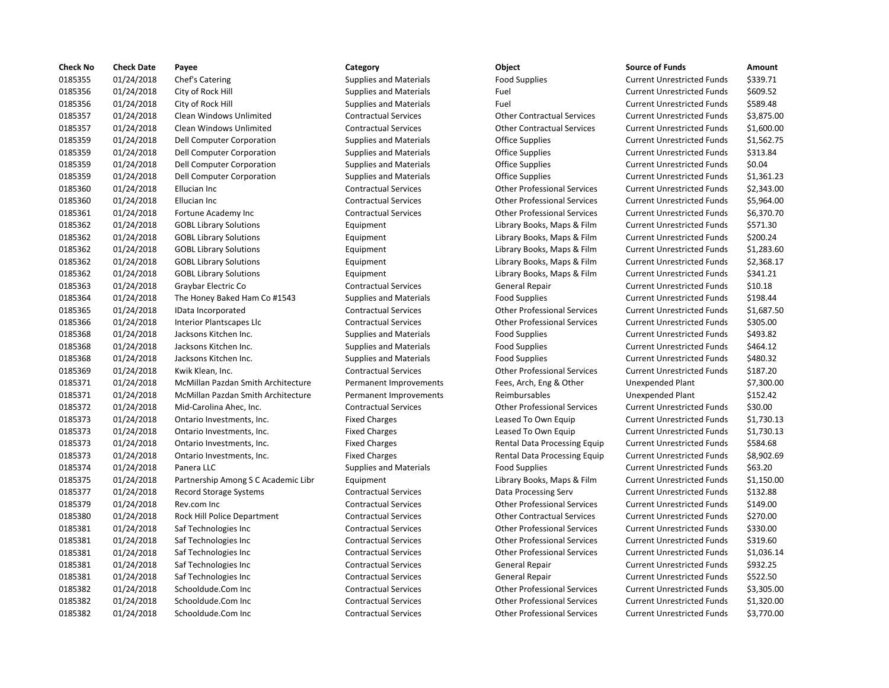| Check No | Check Date | Payee | Category | Object | Source of Funds | Amount |
|---|---|---|---|---|---|---|
| 0185355 | 01/24/2018 | Chef's Catering | Supplies and Materials | Food Supplies | Current Unrestricted Funds | $339.71 |
| 0185356 | 01/24/2018 | City of Rock Hill | Supplies and Materials | Fuel | Current Unrestricted Funds | $609.52 |
| 0185356 | 01/24/2018 | City of Rock Hill | Supplies and Materials | Fuel | Current Unrestricted Funds | $589.48 |
| 0185357 | 01/24/2018 | Clean Windows Unlimited | Contractual Services | Other Contractual Services | Current Unrestricted Funds | $3,875.00 |
| 0185357 | 01/24/2018 | Clean Windows Unlimited | Contractual Services | Other Contractual Services | Current Unrestricted Funds | $1,600.00 |
| 0185359 | 01/24/2018 | Dell Computer Corporation | Supplies and Materials | Office Supplies | Current Unrestricted Funds | $1,562.75 |
| 0185359 | 01/24/2018 | Dell Computer Corporation | Supplies and Materials | Office Supplies | Current Unrestricted Funds | $313.84 |
| 0185359 | 01/24/2018 | Dell Computer Corporation | Supplies and Materials | Office Supplies | Current Unrestricted Funds | $0.04 |
| 0185359 | 01/24/2018 | Dell Computer Corporation | Supplies and Materials | Office Supplies | Current Unrestricted Funds | $1,361.23 |
| 0185360 | 01/24/2018 | Ellucian Inc | Contractual Services | Other Professional Services | Current Unrestricted Funds | $2,343.00 |
| 0185360 | 01/24/2018 | Ellucian Inc | Contractual Services | Other Professional Services | Current Unrestricted Funds | $5,964.00 |
| 0185361 | 01/24/2018 | Fortune Academy Inc | Contractual Services | Other Professional Services | Current Unrestricted Funds | $6,370.70 |
| 0185362 | 01/24/2018 | GOBL Library Solutions | Equipment | Library Books, Maps & Film | Current Unrestricted Funds | $571.30 |
| 0185362 | 01/24/2018 | GOBL Library Solutions | Equipment | Library Books, Maps & Film | Current Unrestricted Funds | $200.24 |
| 0185362 | 01/24/2018 | GOBL Library Solutions | Equipment | Library Books, Maps & Film | Current Unrestricted Funds | $1,283.60 |
| 0185362 | 01/24/2018 | GOBL Library Solutions | Equipment | Library Books, Maps & Film | Current Unrestricted Funds | $2,368.17 |
| 0185362 | 01/24/2018 | GOBL Library Solutions | Equipment | Library Books, Maps & Film | Current Unrestricted Funds | $341.21 |
| 0185363 | 01/24/2018 | Graybar Electric Co | Contractual Services | General Repair | Current Unrestricted Funds | $10.18 |
| 0185364 | 01/24/2018 | The Honey Baked Ham Co #1543 | Supplies and Materials | Food Supplies | Current Unrestricted Funds | $198.44 |
| 0185365 | 01/24/2018 | IData Incorporated | Contractual Services | Other Professional Services | Current Unrestricted Funds | $1,687.50 |
| 0185366 | 01/24/2018 | Interior Plantscapes Llc | Contractual Services | Other Professional Services | Current Unrestricted Funds | $305.00 |
| 0185368 | 01/24/2018 | Jacksons Kitchen Inc. | Supplies and Materials | Food Supplies | Current Unrestricted Funds | $493.82 |
| 0185368 | 01/24/2018 | Jacksons Kitchen Inc. | Supplies and Materials | Food Supplies | Current Unrestricted Funds | $464.12 |
| 0185368 | 01/24/2018 | Jacksons Kitchen Inc. | Supplies and Materials | Food Supplies | Current Unrestricted Funds | $480.32 |
| 0185369 | 01/24/2018 | Kwik Klean, Inc. | Contractual Services | Other Professional Services | Current Unrestricted Funds | $187.20 |
| 0185371 | 01/24/2018 | McMillan Pazdan Smith Architecture | Permanent Improvements | Fees, Arch, Eng & Other | Unexpended Plant | $7,300.00 |
| 0185371 | 01/24/2018 | McMillan Pazdan Smith Architecture | Permanent Improvements | Reimbursables | Unexpended Plant | $152.42 |
| 0185372 | 01/24/2018 | Mid-Carolina Ahec, Inc. | Contractual Services | Other Professional Services | Current Unrestricted Funds | $30.00 |
| 0185373 | 01/24/2018 | Ontario Investments, Inc. | Fixed Charges | Leased To Own Equip | Current Unrestricted Funds | $1,730.13 |
| 0185373 | 01/24/2018 | Ontario Investments, Inc. | Fixed Charges | Leased To Own Equip | Current Unrestricted Funds | $1,730.13 |
| 0185373 | 01/24/2018 | Ontario Investments, Inc. | Fixed Charges | Rental Data Processing Equip | Current Unrestricted Funds | $584.68 |
| 0185373 | 01/24/2018 | Ontario Investments, Inc. | Fixed Charges | Rental Data Processing Equip | Current Unrestricted Funds | $8,902.69 |
| 0185374 | 01/24/2018 | Panera LLC | Supplies and Materials | Food Supplies | Current Unrestricted Funds | $63.20 |
| 0185375 | 01/24/2018 | Partnership Among S C Academic Libr | Equipment | Library Books, Maps & Film | Current Unrestricted Funds | $1,150.00 |
| 0185377 | 01/24/2018 | Record Storage Systems | Contractual Services | Data Processing Serv | Current Unrestricted Funds | $132.88 |
| 0185379 | 01/24/2018 | Rev.com Inc | Contractual Services | Other Professional Services | Current Unrestricted Funds | $149.00 |
| 0185380 | 01/24/2018 | Rock Hill Police Department | Contractual Services | Other Contractual Services | Current Unrestricted Funds | $270.00 |
| 0185381 | 01/24/2018 | Saf Technologies Inc | Contractual Services | Other Professional Services | Current Unrestricted Funds | $330.00 |
| 0185381 | 01/24/2018 | Saf Technologies Inc | Contractual Services | Other Professional Services | Current Unrestricted Funds | $319.60 |
| 0185381 | 01/24/2018 | Saf Technologies Inc | Contractual Services | Other Professional Services | Current Unrestricted Funds | $1,036.14 |
| 0185381 | 01/24/2018 | Saf Technologies Inc | Contractual Services | General Repair | Current Unrestricted Funds | $932.25 |
| 0185381 | 01/24/2018 | Saf Technologies Inc | Contractual Services | General Repair | Current Unrestricted Funds | $522.50 |
| 0185382 | 01/24/2018 | Schooldude.Com Inc | Contractual Services | Other Professional Services | Current Unrestricted Funds | $3,305.00 |
| 0185382 | 01/24/2018 | Schooldude.Com Inc | Contractual Services | Other Professional Services | Current Unrestricted Funds | $1,320.00 |
| 0185382 | 01/24/2018 | Schooldude.Com Inc | Contractual Services | Other Professional Services | Current Unrestricted Funds | $3,770.00 |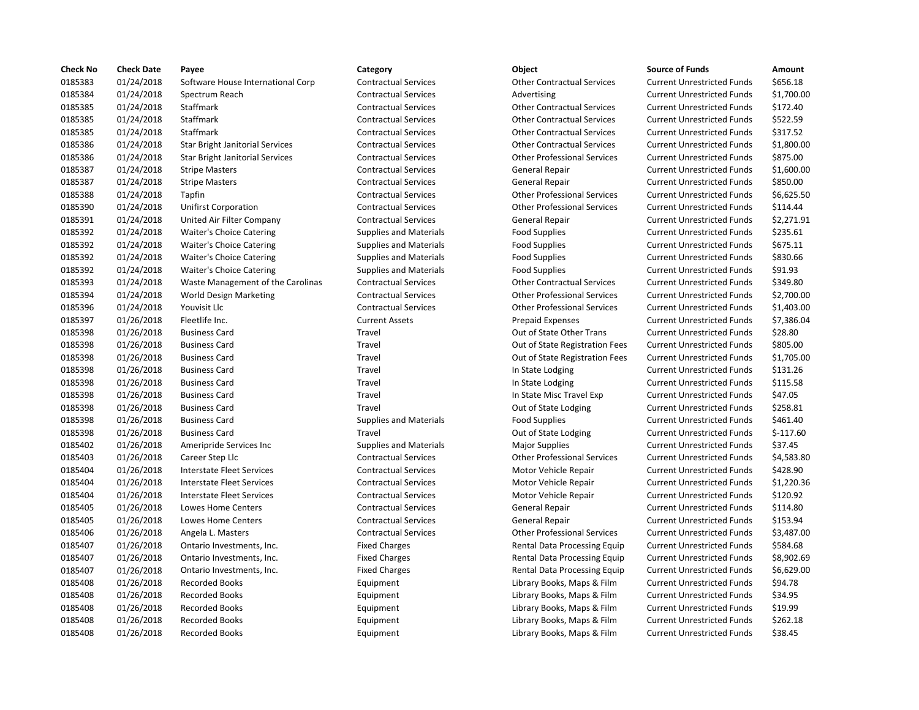| Check No | Check Date | Payee | Category | Object | Source of Funds | Amount |
|---|---|---|---|---|---|---|
| 0185383 | 01/24/2018 | Software House International Corp | Contractual Services | Other Contractual Services | Current Unrestricted Funds | $656.18 |
| 0185384 | 01/24/2018 | Spectrum Reach | Contractual Services | Advertising | Current Unrestricted Funds | $1,700.00 |
| 0185385 | 01/24/2018 | Staffmark | Contractual Services | Other Contractual Services | Current Unrestricted Funds | $172.40 |
| 0185385 | 01/24/2018 | Staffmark | Contractual Services | Other Contractual Services | Current Unrestricted Funds | $522.59 |
| 0185385 | 01/24/2018 | Staffmark | Contractual Services | Other Contractual Services | Current Unrestricted Funds | $317.52 |
| 0185386 | 01/24/2018 | Star Bright Janitorial Services | Contractual Services | Other Contractual Services | Current Unrestricted Funds | $1,800.00 |
| 0185386 | 01/24/2018 | Star Bright Janitorial Services | Contractual Services | Other Professional Services | Current Unrestricted Funds | $875.00 |
| 0185387 | 01/24/2018 | Stripe Masters | Contractual Services | General Repair | Current Unrestricted Funds | $1,600.00 |
| 0185387 | 01/24/2018 | Stripe Masters | Contractual Services | General Repair | Current Unrestricted Funds | $850.00 |
| 0185388 | 01/24/2018 | Tapfin | Contractual Services | Other Professional Services | Current Unrestricted Funds | $6,625.50 |
| 0185390 | 01/24/2018 | Unifirst Corporation | Contractual Services | Other Professional Services | Current Unrestricted Funds | $114.44 |
| 0185391 | 01/24/2018 | United Air Filter Company | Contractual Services | General Repair | Current Unrestricted Funds | $2,271.91 |
| 0185392 | 01/24/2018 | Waiter's Choice Catering | Supplies and Materials | Food Supplies | Current Unrestricted Funds | $235.61 |
| 0185392 | 01/24/2018 | Waiter's Choice Catering | Supplies and Materials | Food Supplies | Current Unrestricted Funds | $675.11 |
| 0185392 | 01/24/2018 | Waiter's Choice Catering | Supplies and Materials | Food Supplies | Current Unrestricted Funds | $830.66 |
| 0185392 | 01/24/2018 | Waiter's Choice Catering | Supplies and Materials | Food Supplies | Current Unrestricted Funds | $91.93 |
| 0185393 | 01/24/2018 | Waste Management of the Carolinas | Contractual Services | Other Contractual Services | Current Unrestricted Funds | $349.80 |
| 0185394 | 01/24/2018 | World Design Marketing | Contractual Services | Other Professional Services | Current Unrestricted Funds | $2,700.00 |
| 0185396 | 01/24/2018 | Youvisit Llc | Contractual Services | Other Professional Services | Current Unrestricted Funds | $1,403.00 |
| 0185397 | 01/26/2018 | Fleetlife Inc. | Current Assets | Prepaid Expenses | Current Unrestricted Funds | $7,386.04 |
| 0185398 | 01/26/2018 | Business Card | Travel | Out of State Other Trans | Current Unrestricted Funds | $28.80 |
| 0185398 | 01/26/2018 | Business Card | Travel | Out of State Registration Fees | Current Unrestricted Funds | $805.00 |
| 0185398 | 01/26/2018 | Business Card | Travel | Out of State Registration Fees | Current Unrestricted Funds | $1,705.00 |
| 0185398 | 01/26/2018 | Business Card | Travel | In State Lodging | Current Unrestricted Funds | $131.26 |
| 0185398 | 01/26/2018 | Business Card | Travel | In State Lodging | Current Unrestricted Funds | $115.58 |
| 0185398 | 01/26/2018 | Business Card | Travel | In State Misc Travel Exp | Current Unrestricted Funds | $47.05 |
| 0185398 | 01/26/2018 | Business Card | Travel | Out of State Lodging | Current Unrestricted Funds | $258.81 |
| 0185398 | 01/26/2018 | Business Card | Supplies and Materials | Food Supplies | Current Unrestricted Funds | $461.40 |
| 0185398 | 01/26/2018 | Business Card | Travel | Out of State Lodging | Current Unrestricted Funds | $-117.60 |
| 0185402 | 01/26/2018 | Ameripride Services Inc | Supplies and Materials | Major Supplies | Current Unrestricted Funds | $37.45 |
| 0185403 | 01/26/2018 | Career Step Llc | Contractual Services | Other Professional Services | Current Unrestricted Funds | $4,583.80 |
| 0185404 | 01/26/2018 | Interstate Fleet Services | Contractual Services | Motor Vehicle Repair | Current Unrestricted Funds | $428.90 |
| 0185404 | 01/26/2018 | Interstate Fleet Services | Contractual Services | Motor Vehicle Repair | Current Unrestricted Funds | $1,220.36 |
| 0185404 | 01/26/2018 | Interstate Fleet Services | Contractual Services | Motor Vehicle Repair | Current Unrestricted Funds | $120.92 |
| 0185405 | 01/26/2018 | Lowes Home Centers | Contractual Services | General Repair | Current Unrestricted Funds | $114.80 |
| 0185405 | 01/26/2018 | Lowes Home Centers | Contractual Services | General Repair | Current Unrestricted Funds | $153.94 |
| 0185406 | 01/26/2018 | Angela L. Masters | Contractual Services | Other Professional Services | Current Unrestricted Funds | $3,487.00 |
| 0185407 | 01/26/2018 | Ontario Investments, Inc. | Fixed Charges | Rental Data Processing Equip | Current Unrestricted Funds | $584.68 |
| 0185407 | 01/26/2018 | Ontario Investments, Inc. | Fixed Charges | Rental Data Processing Equip | Current Unrestricted Funds | $8,902.69 |
| 0185407 | 01/26/2018 | Ontario Investments, Inc. | Fixed Charges | Rental Data Processing Equip | Current Unrestricted Funds | $6,629.00 |
| 0185408 | 01/26/2018 | Recorded Books | Equipment | Library Books, Maps & Film | Current Unrestricted Funds | $94.78 |
| 0185408 | 01/26/2018 | Recorded Books | Equipment | Library Books, Maps & Film | Current Unrestricted Funds | $34.95 |
| 0185408 | 01/26/2018 | Recorded Books | Equipment | Library Books, Maps & Film | Current Unrestricted Funds | $19.99 |
| 0185408 | 01/26/2018 | Recorded Books | Equipment | Library Books, Maps & Film | Current Unrestricted Funds | $262.18 |
| 0185408 | 01/26/2018 | Recorded Books | Equipment | Library Books, Maps & Film | Current Unrestricted Funds | $38.45 |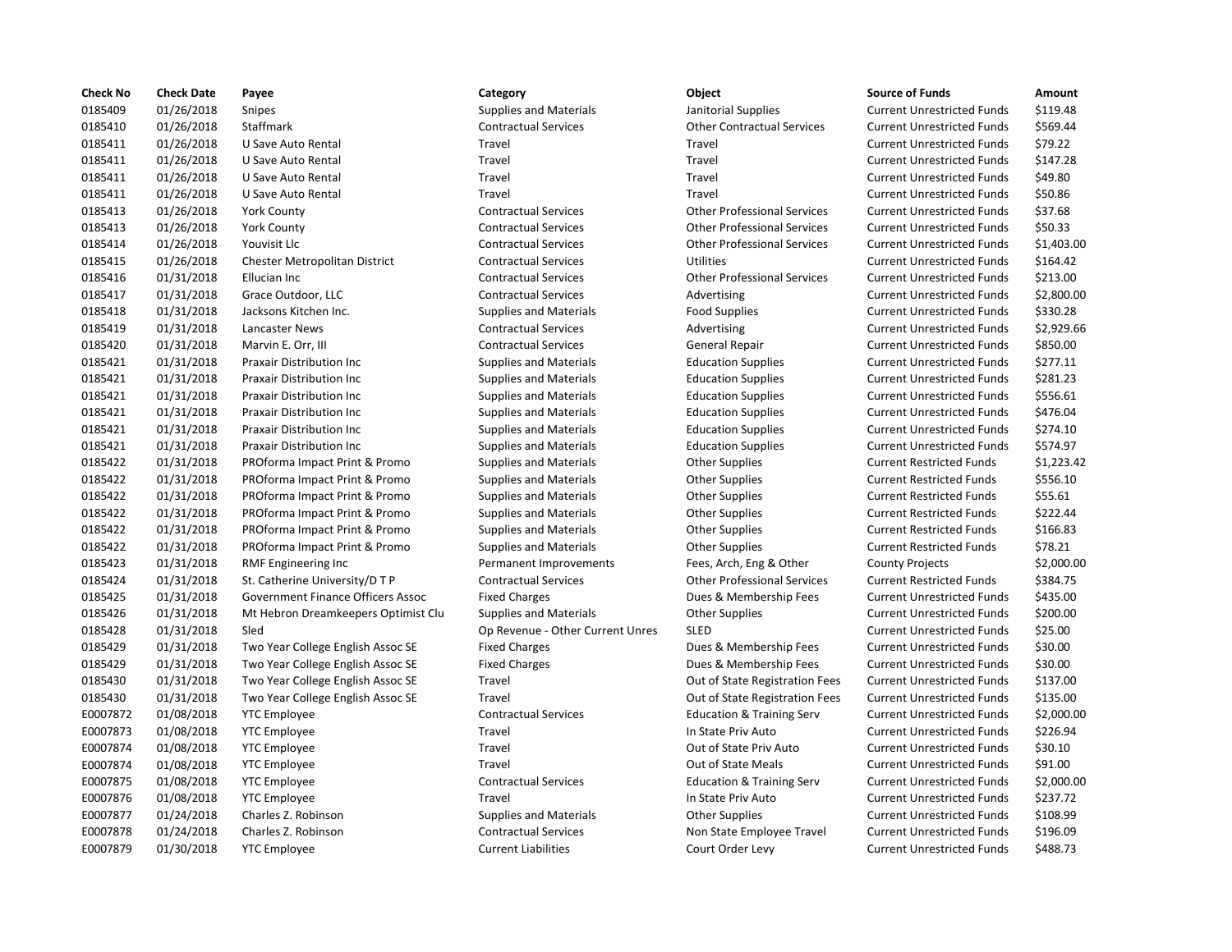| Check No | Check Date | Payee | Category | Object | Source of Funds | Amount |
|---|---|---|---|---|---|---|
| 0185409 | 01/26/2018 | Snipes | Supplies and Materials | Janitorial Supplies | Current Unrestricted Funds | $119.48 |
| 0185410 | 01/26/2018 | Staffmark | Contractual Services | Other Contractual Services | Current Unrestricted Funds | $569.44 |
| 0185411 | 01/26/2018 | U Save Auto Rental | Travel | Travel | Current Unrestricted Funds | $79.22 |
| 0185411 | 01/26/2018 | U Save Auto Rental | Travel | Travel | Current Unrestricted Funds | $147.28 |
| 0185411 | 01/26/2018 | U Save Auto Rental | Travel | Travel | Current Unrestricted Funds | $49.80 |
| 0185411 | 01/26/2018 | U Save Auto Rental | Travel | Travel | Current Unrestricted Funds | $50.86 |
| 0185413 | 01/26/2018 | York County | Contractual Services | Other Professional Services | Current Unrestricted Funds | $37.68 |
| 0185413 | 01/26/2018 | York County | Contractual Services | Other Professional Services | Current Unrestricted Funds | $50.33 |
| 0185414 | 01/26/2018 | Youvisit Llc | Contractual Services | Other Professional Services | Current Unrestricted Funds | $1,403.00 |
| 0185415 | 01/26/2018 | Chester Metropolitan District | Contractual Services | Utilities | Current Unrestricted Funds | $164.42 |
| 0185416 | 01/31/2018 | Ellucian Inc | Contractual Services | Other Professional Services | Current Unrestricted Funds | $213.00 |
| 0185417 | 01/31/2018 | Grace Outdoor, LLC | Contractual Services | Advertising | Current Unrestricted Funds | $2,800.00 |
| 0185418 | 01/31/2018 | Jacksons Kitchen Inc. | Supplies and Materials | Food Supplies | Current Unrestricted Funds | $330.28 |
| 0185419 | 01/31/2018 | Lancaster News | Contractual Services | Advertising | Current Unrestricted Funds | $2,929.66 |
| 0185420 | 01/31/2018 | Marvin E. Orr, III | Contractual Services | General Repair | Current Unrestricted Funds | $850.00 |
| 0185421 | 01/31/2018 | Praxair Distribution Inc | Supplies and Materials | Education Supplies | Current Unrestricted Funds | $277.11 |
| 0185421 | 01/31/2018 | Praxair Distribution Inc | Supplies and Materials | Education Supplies | Current Unrestricted Funds | $281.23 |
| 0185421 | 01/31/2018 | Praxair Distribution Inc | Supplies and Materials | Education Supplies | Current Unrestricted Funds | $556.61 |
| 0185421 | 01/31/2018 | Praxair Distribution Inc | Supplies and Materials | Education Supplies | Current Unrestricted Funds | $476.04 |
| 0185421 | 01/31/2018 | Praxair Distribution Inc | Supplies and Materials | Education Supplies | Current Unrestricted Funds | $274.10 |
| 0185421 | 01/31/2018 | Praxair Distribution Inc | Supplies and Materials | Education Supplies | Current Unrestricted Funds | $574.97 |
| 0185422 | 01/31/2018 | PROforma Impact Print & Promo | Supplies and Materials | Other Supplies | Current Restricted Funds | $1,223.42 |
| 0185422 | 01/31/2018 | PROforma Impact Print & Promo | Supplies and Materials | Other Supplies | Current Restricted Funds | $556.10 |
| 0185422 | 01/31/2018 | PROforma Impact Print & Promo | Supplies and Materials | Other Supplies | Current Restricted Funds | $55.61 |
| 0185422 | 01/31/2018 | PROforma Impact Print & Promo | Supplies and Materials | Other Supplies | Current Restricted Funds | $222.44 |
| 0185422 | 01/31/2018 | PROforma Impact Print & Promo | Supplies and Materials | Other Supplies | Current Restricted Funds | $166.83 |
| 0185422 | 01/31/2018 | PROforma Impact Print & Promo | Supplies and Materials | Other Supplies | Current Restricted Funds | $78.21 |
| 0185423 | 01/31/2018 | RMF Engineering Inc | Permanent Improvements | Fees, Arch, Eng & Other | County Projects | $2,000.00 |
| 0185424 | 01/31/2018 | St. Catherine University/D T P | Contractual Services | Other Professional Services | Current Restricted Funds | $384.75 |
| 0185425 | 01/31/2018 | Government Finance Officers Assoc | Fixed Charges | Dues & Membership Fees | Current Unrestricted Funds | $435.00 |
| 0185426 | 01/31/2018 | Mt Hebron Dreamkeepers Optimist Clu | Supplies and Materials | Other Supplies | Current Unrestricted Funds | $200.00 |
| 0185428 | 01/31/2018 | Sled | Op Revenue - Other Current Unres | SLED | Current Unrestricted Funds | $25.00 |
| 0185429 | 01/31/2018 | Two Year College English Assoc SE | Fixed Charges | Dues & Membership Fees | Current Unrestricted Funds | $30.00 |
| 0185429 | 01/31/2018 | Two Year College English Assoc SE | Fixed Charges | Dues & Membership Fees | Current Unrestricted Funds | $30.00 |
| 0185430 | 01/31/2018 | Two Year College English Assoc SE | Travel | Out of State Registration Fees | Current Unrestricted Funds | $137.00 |
| 0185430 | 01/31/2018 | Two Year College English Assoc SE | Travel | Out of State Registration Fees | Current Unrestricted Funds | $135.00 |
| E0007872 | 01/08/2018 | YTC Employee | Contractual Services | Education & Training Serv | Current Unrestricted Funds | $2,000.00 |
| E0007873 | 01/08/2018 | YTC Employee | Travel | In State Priv Auto | Current Unrestricted Funds | $226.94 |
| E0007874 | 01/08/2018 | YTC Employee | Travel | Out of State Priv Auto | Current Unrestricted Funds | $30.10 |
| E0007874 | 01/08/2018 | YTC Employee | Travel | Out of State Meals | Current Unrestricted Funds | $91.00 |
| E0007875 | 01/08/2018 | YTC Employee | Contractual Services | Education & Training Serv | Current Unrestricted Funds | $2,000.00 |
| E0007876 | 01/08/2018 | YTC Employee | Travel | In State Priv Auto | Current Unrestricted Funds | $237.72 |
| E0007877 | 01/24/2018 | Charles Z. Robinson | Supplies and Materials | Other Supplies | Current Unrestricted Funds | $108.99 |
| E0007878 | 01/24/2018 | Charles Z. Robinson | Contractual Services | Non State Employee Travel | Current Unrestricted Funds | $196.09 |
| E0007879 | 01/30/2018 | YTC Employee | Current Liabilities | Court Order Levy | Current Unrestricted Funds | $488.73 |